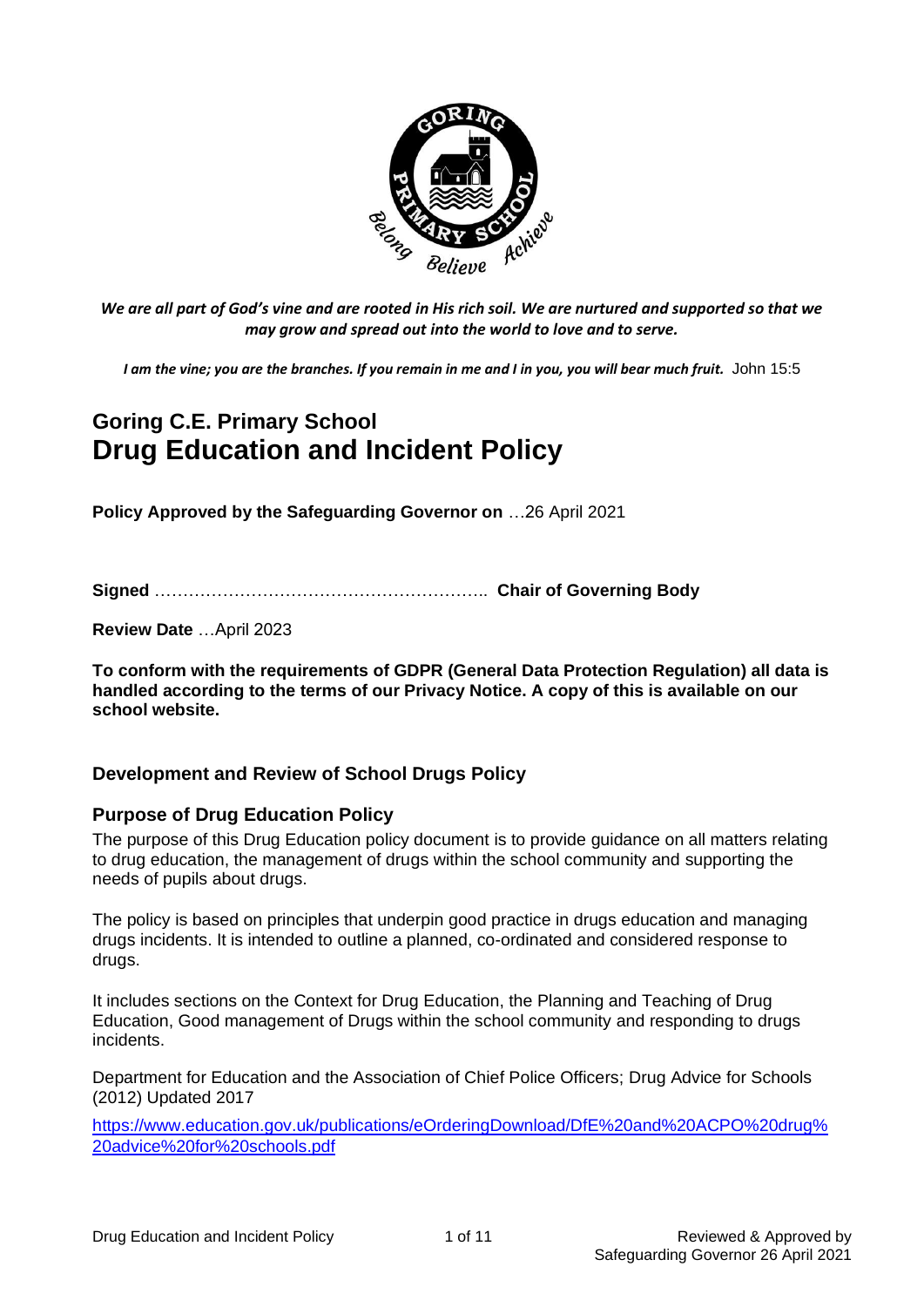*We are all part of God's vine and are rooted in His rich soil. We are nurtured and supported so that we may grow and spread out into the world to love and to serve.*

***I am the vine; you are the branches. If you remain in me and I in you, you will bear much fruit.*** John 15:5

# Goring C.E. Primary School
# Drug Education and Incident Policy

**Policy Approved by the Safeguarding Governor on** …26 April 2021

**Signed** ………………………………………………….. **Chair of Governing Body**

**Review Date** …April 2023

**To conform with the requirements of GDPR (General Data Protection Regulation) all data is handled according to the terms of our Privacy Notice. A copy of this is available on our school website.**

## Development and Review of School Drugs Policy

### Purpose of Drug Education Policy

The purpose of this Drug Education policy document is to provide guidance on all matters relating to drug education, the management of drugs within the school community and supporting the needs of pupils about drugs.

The policy is based on principles that underpin good practice in drugs education and managing drugs incidents. It is intended to outline a planned, co-ordinated and considered response to drugs.

It includes sections on the Context for Drug Education, the Planning and Teaching of Drug Education, Good management of Drugs within the school community and responding to drugs incidents.

Department for Education and the Association of Chief Police Officers; Drug Advice for Schools (2012) Updated 2017

[https://www.education.gov.uk/publications/eOrderingDownload/DfE%20and%20ACPO%20drug%20advice%20for%20schools.pdf](https://www.education.gov.uk/publications/eOrderingDownload/DfE%20and%20ACPO%20drug%20advice%20for%20schools.pdf)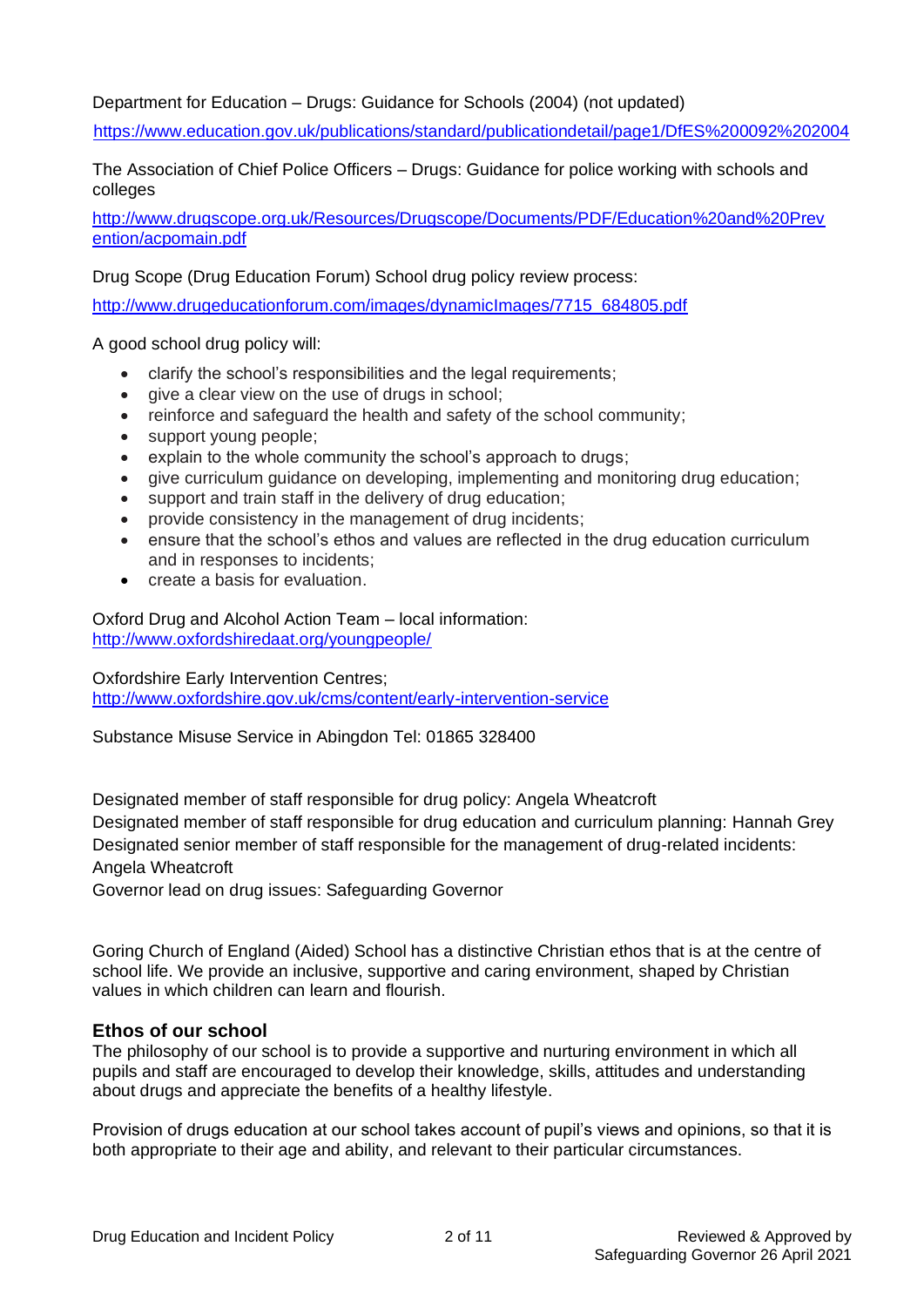Department for Education – Drugs: Guidance for Schools (2004) (not updated)

https://www.education.gov.uk/publications/standard/publicationdetail/page1/DfES%200092%202004

The Association of Chief Police Officers – Drugs: Guidance for police working with schools and colleges

http://www.drugscope.org.uk/Resources/Drugscope/Documents/PDF/Education%20and%20Prevention/acpomain.pdf

Drug Scope (Drug Education Forum) School drug policy review process:

http://www.drugeducationforum.com/images/dynamicImages/7715_684805.pdf

A good school drug policy will:

- clarify the school's responsibilities and the legal requirements;
- give a clear view on the use of drugs in school;
- reinforce and safeguard the health and safety of the school community;
- support young people;
- explain to the whole community the school's approach to drugs;
- give curriculum guidance on developing, implementing and monitoring drug education;
- support and train staff in the delivery of drug education;
- provide consistency in the management of drug incidents;
- ensure that the school's ethos and values are reflected in the drug education curriculum and in responses to incidents;
- create a basis for evaluation.

Oxford Drug and Alcohol Action Team – local information:
http://www.oxfordshiredaat.org/youngpeople/

Oxfordshire Early Intervention Centres;
http://www.oxfordshire.gov.uk/cms/content/early-intervention-service

Substance Misuse Service in Abingdon Tel: 01865 328400

Designated member of staff responsible for drug policy: Angela Wheatcroft
Designated member of staff responsible for drug education and curriculum planning: Hannah Grey
Designated senior member of staff responsible for the management of drug-related incidents: Angela Wheatcroft
Governor lead on drug issues: Safeguarding Governor

Goring Church of England (Aided) School has a distinctive Christian ethos that is at the centre of school life. We provide an inclusive, supportive and caring environment, shaped by Christian values in which children can learn and flourish.

## Ethos of our school

The philosophy of our school is to provide a supportive and nurturing environment in which all pupils and staff are encouraged to develop their knowledge, skills, attitudes and understanding about drugs and appreciate the benefits of a healthy lifestyle.

Provision of drugs education at our school takes account of pupil's views and opinions, so that it is both appropriate to their age and ability, and relevant to their particular circumstances.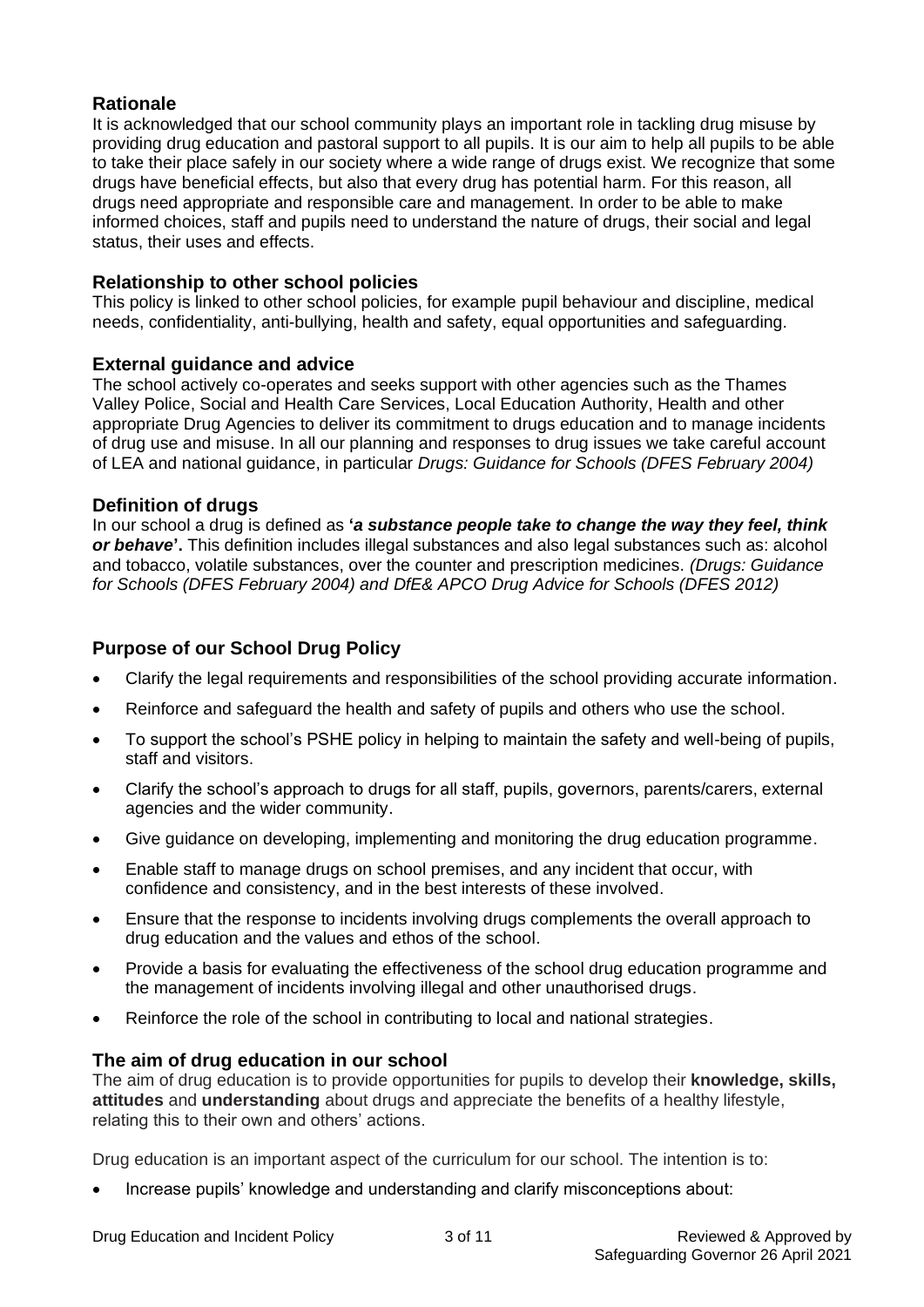## Rationale

It is acknowledged that our school community plays an important role in tackling drug misuse by providing drug education and pastoral support to all pupils. It is our aim to help all pupils to be able to take their place safely in our society where a wide range of drugs exist. We recognize that some drugs have beneficial effects, but also that every drug has potential harm. For this reason, all drugs need appropriate and responsible care and management. In order to be able to make informed choices, staff and pupils need to understand the nature of drugs, their social and legal status, their uses and effects.

## Relationship to other school policies

This policy is linked to other school policies, for example pupil behaviour and discipline, medical needs, confidentiality, anti-bullying, health and safety, equal opportunities and safeguarding.

## External guidance and advice

The school actively co-operates and seeks support with other agencies such as the Thames Valley Police, Social and Health Care Services, Local Education Authority, Health and other appropriate Drug Agencies to deliver its commitment to drugs education and to manage incidents of drug use and misuse. In all our planning and responses to drug issues we take careful account of LEA and national guidance, in particular *Drugs: Guidance for Schools (DFES February 2004)*

## Definition of drugs

In our school a drug is defined as **'*a substance people take to change the way they feel, think or behave*'**. This definition includes illegal substances and also legal substances such as: alcohol and tobacco, volatile substances, over the counter and prescription medicines. *(Drugs: Guidance for Schools (DFES February 2004) and DfE& APCO Drug Advice for Schools (DFES 2012)*

## Purpose of our School Drug Policy

- Clarify the legal requirements and responsibilities of the school providing accurate information.
- Reinforce and safeguard the health and safety of pupils and others who use the school.
- To support the school's PSHE policy in helping to maintain the safety and well-being of pupils, staff and visitors.
- Clarify the school's approach to drugs for all staff, pupils, governors, parents/carers, external agencies and the wider community.
- Give guidance on developing, implementing and monitoring the drug education programme.
- Enable staff to manage drugs on school premises, and any incident that occur, with confidence and consistency, and in the best interests of these involved.
- Ensure that the response to incidents involving drugs complements the overall approach to drug education and the values and ethos of the school.
- Provide a basis for evaluating the effectiveness of the school drug education programme and the management of incidents involving illegal and other unauthorised drugs.
- Reinforce the role of the school in contributing to local and national strategies.

## The aim of drug education in our school

The aim of drug education is to provide opportunities for pupils to develop their **knowledge, skills, attitudes** and **understanding** about drugs and appreciate the benefits of a healthy lifestyle, relating this to their own and others' actions.

Drug education is an important aspect of the curriculum for our school. The intention is to:

- Increase pupils' knowledge and understanding and clarify misconceptions about: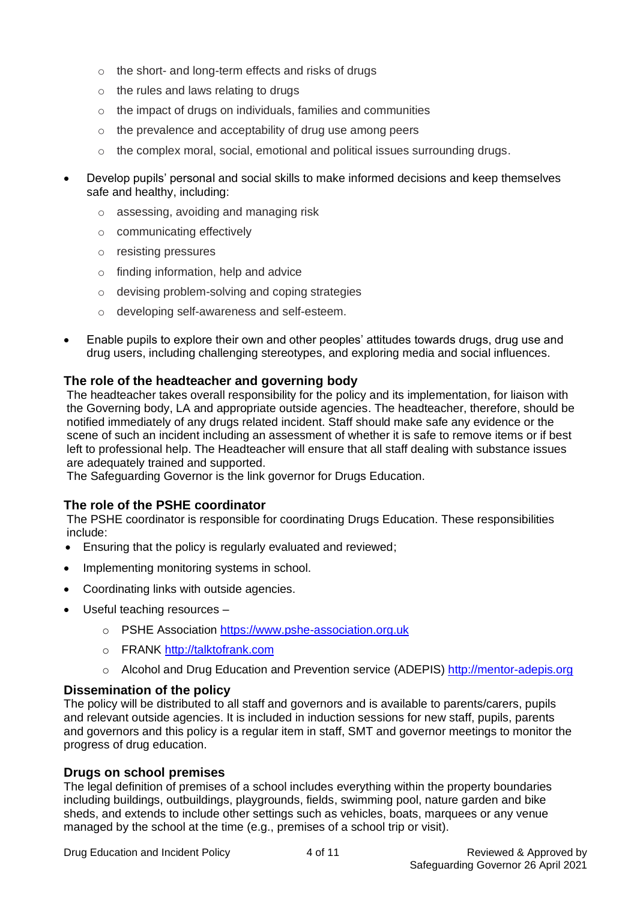- the short- and long-term effects and risks of drugs
  - the rules and laws relating to drugs
  - the impact of drugs on individuals, families and communities
  - the prevalence and acceptability of drug use among peers
  - the complex moral, social, emotional and political issues surrounding drugs.

- Develop pupils' personal and social skills to make informed decisions and keep themselves safe and healthy, including:
  - assessing, avoiding and managing risk
  - communicating effectively
  - resisting pressures
  - finding information, help and advice
  - devising problem-solving and coping strategies
  - developing self-awareness and self-esteem.

- Enable pupils to explore their own and other peoples' attitudes towards drugs, drug use and drug users, including challenging stereotypes, and exploring media and social influences.

### The role of the headteacher and governing body

The headteacher takes overall responsibility for the policy and its implementation, for liaison with the Governing body, LA and appropriate outside agencies. The headteacher, therefore, should be notified immediately of any drugs related incident. Staff should make safe any evidence or the scene of such an incident including an assessment of whether it is safe to remove items or if best left to professional help. The Headteacher will ensure that all staff dealing with substance issues are adequately trained and supported.

The Safeguarding Governor is the link governor for Drugs Education.

### The role of the PSHE coordinator

The PSHE coordinator is responsible for coordinating Drugs Education. These responsibilities include:

- Ensuring that the policy is regularly evaluated and reviewed;
- Implementing monitoring systems in school.
- Coordinating links with outside agencies.
- Useful teaching resources –
  - PSHE Association https://www.pshe-association.org.uk
  - FRANK http://talktofrank.com
  - Alcohol and Drug Education and Prevention service (ADEPIS) http://mentor-adepis.org

### Dissemination of the policy

The policy will be distributed to all staff and governors and is available to parents/carers, pupils and relevant outside agencies. It is included in induction sessions for new staff, pupils, parents and governors and this policy is a regular item in staff, SMT and governor meetings to monitor the progress of drug education.

### Drugs on school premises

The legal definition of premises of a school includes everything within the property boundaries including buildings, outbuildings, playgrounds, fields, swimming pool, nature garden and bike sheds, and extends to include other settings such as vehicles, boats, marquees or any venue managed by the school at the time (e.g., premises of a school trip or visit).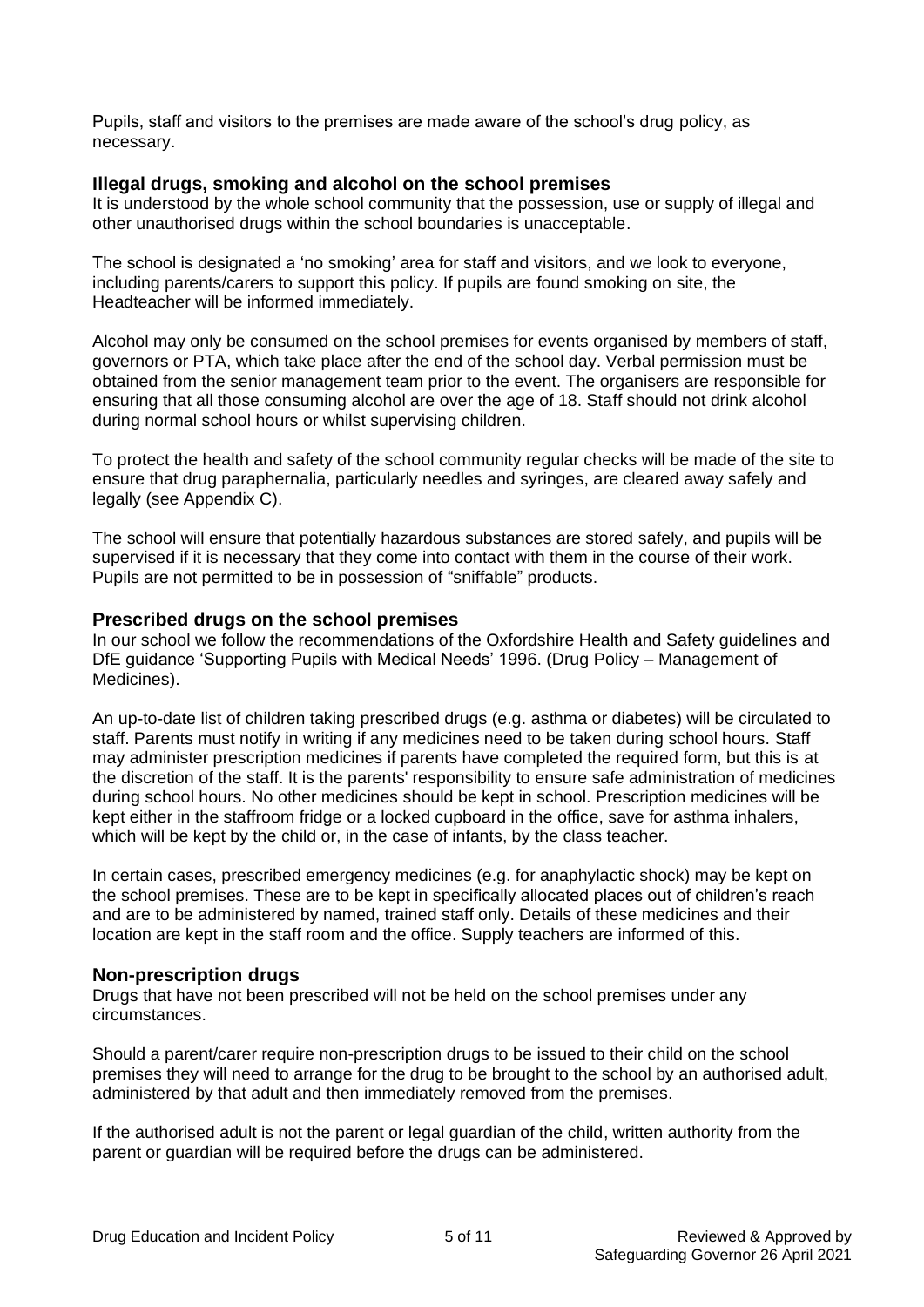Pupils, staff and visitors to the premises are made aware of the school's drug policy, as necessary.

### Illegal drugs, smoking and alcohol on the school premises

It is understood by the whole school community that the possession, use or supply of illegal and other unauthorised drugs within the school boundaries is unacceptable.

The school is designated a 'no smoking' area for staff and visitors, and we look to everyone, including parents/carers to support this policy. If pupils are found smoking on site, the Headteacher will be informed immediately.

Alcohol may only be consumed on the school premises for events organised by members of staff, governors or PTA, which take place after the end of the school day. Verbal permission must be obtained from the senior management team prior to the event. The organisers are responsible for ensuring that all those consuming alcohol are over the age of 18. Staff should not drink alcohol during normal school hours or whilst supervising children.

To protect the health and safety of the school community regular checks will be made of the site to ensure that drug paraphernalia, particularly needles and syringes, are cleared away safely and legally (see Appendix C).

The school will ensure that potentially hazardous substances are stored safely, and pupils will be supervised if it is necessary that they come into contact with them in the course of their work. Pupils are not permitted to be in possession of "sniffable" products.

### Prescribed drugs on the school premises

In our school we follow the recommendations of the Oxfordshire Health and Safety guidelines and DfE guidance 'Supporting Pupils with Medical Needs' 1996. (Drug Policy – Management of Medicines).

An up-to-date list of children taking prescribed drugs (e.g. asthma or diabetes) will be circulated to staff. Parents must notify in writing if any medicines need to be taken during school hours. Staff may administer prescription medicines if parents have completed the required form, but this is at the discretion of the staff. It is the parents' responsibility to ensure safe administration of medicines during school hours. No other medicines should be kept in school. Prescription medicines will be kept either in the staffroom fridge or a locked cupboard in the office, save for asthma inhalers, which will be kept by the child or, in the case of infants, by the class teacher.

In certain cases, prescribed emergency medicines (e.g. for anaphylactic shock) may be kept on the school premises. These are to be kept in specifically allocated places out of children's reach and are to be administered by named, trained staff only. Details of these medicines and their location are kept in the staff room and the office. Supply teachers are informed of this.

### Non-prescription drugs

Drugs that have not been prescribed will not be held on the school premises under any circumstances.

Should a parent/carer require non-prescription drugs to be issued to their child on the school premises they will need to arrange for the drug to be brought to the school by an authorised adult, administered by that adult and then immediately removed from the premises.

If the authorised adult is not the parent or legal guardian of the child, written authority from the parent or guardian will be required before the drugs can be administered.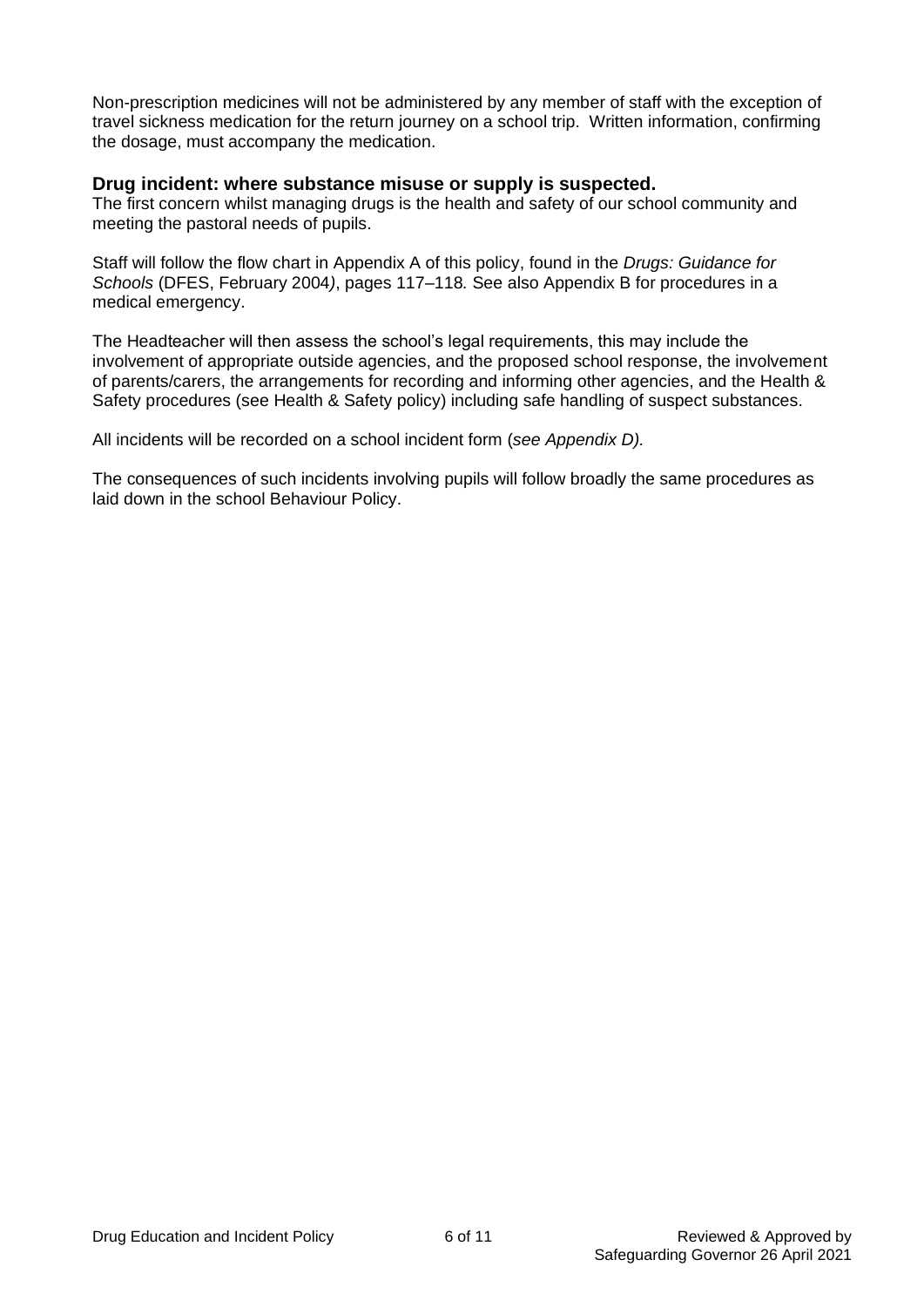Non-prescription medicines will not be administered by any member of staff with the exception of travel sickness medication for the return journey on a school trip. Written information, confirming the dosage, must accompany the medication.

## Drug incident: where substance misuse or supply is suspected.

The first concern whilst managing drugs is the health and safety of our school community and meeting the pastoral needs of pupils.

Staff will follow the flow chart in Appendix A of this policy, found in the *Drugs: Guidance for Schools* (DFES, February 2004*)*, pages 117–118*.* See also Appendix B for procedures in a medical emergency.

The Headteacher will then assess the school's legal requirements, this may include the involvement of appropriate outside agencies, and the proposed school response, the involvement of parents/carers, the arrangements for recording and informing other agencies, and the Health & Safety procedures (see Health & Safety policy) including safe handling of suspect substances.

All incidents will be recorded on a school incident form (*see Appendix D).*

The consequences of such incidents involving pupils will follow broadly the same procedures as laid down in the school Behaviour Policy.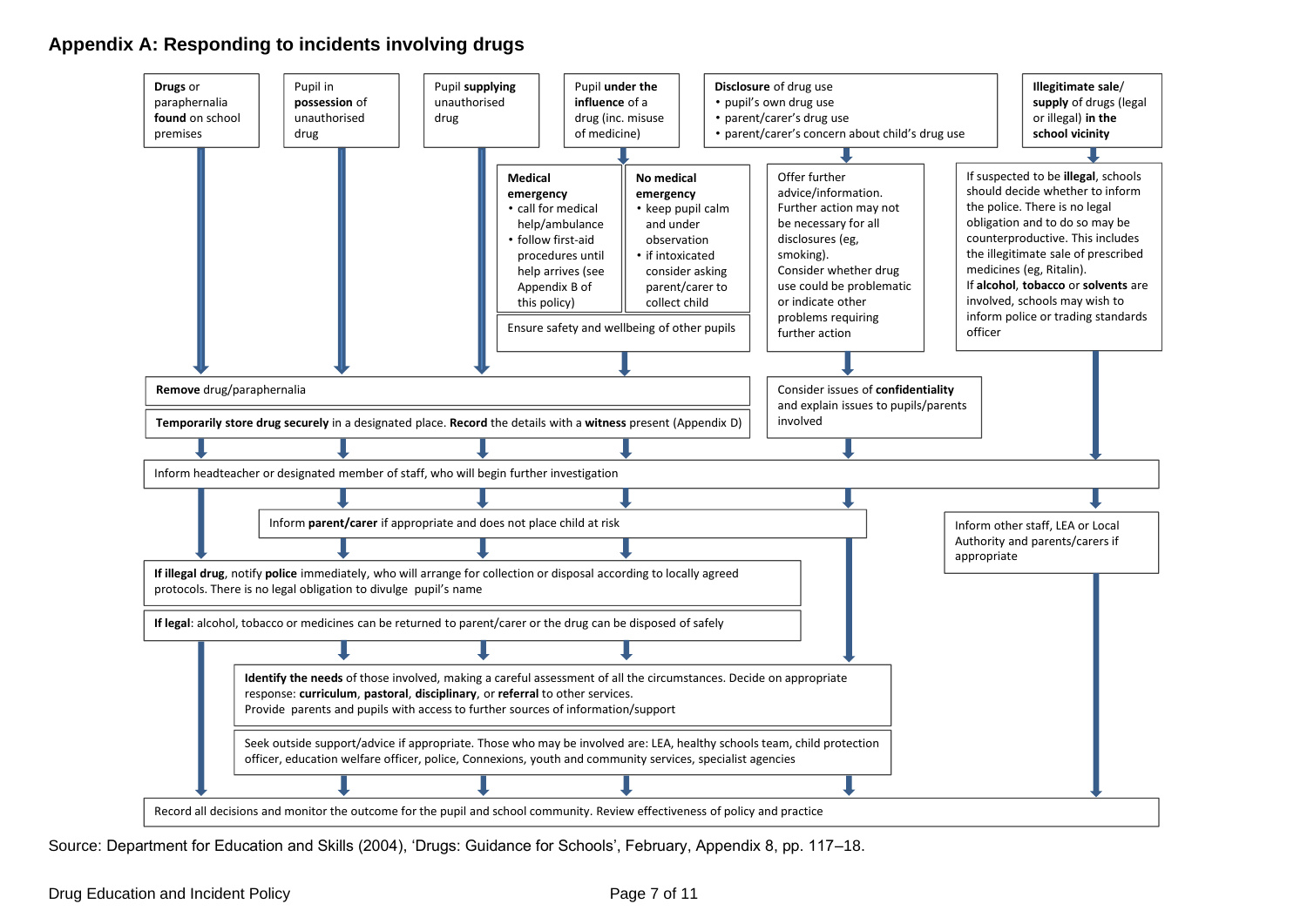## Appendix A: Responding to incidents involving drugs

**Drugs** or paraphernalia **found** on school premises

Pupil in **possession** of unauthorised drug

Pupil **supplying** unauthorised drug

Pupil **under the influence** of a drug (inc. misuse of medicine)

- **Medical emergency**
  - call for medical help/ambulance
  - follow first-aid procedures until help arrives (see Appendix B of this policy)
- **No medical emergency**
  - keep pupil calm and under observation
  - if intoxicated consider asking parent/carer to collect child
- Ensure safety and wellbeing of other pupils

**Disclosure** of drug use
- pupil's own drug use
- parent/carer's drug use
- parent/carer's concern about child's drug use

Offer further advice/information. Further action may not be necessary for all disclosures (eg, smoking). Consider whether drug use could be problematic or indicate other problems requiring further action

Consider issues of **confidentiality** and explain issues to pupils/parents involved

**Illegitimate sale/ supply** of drugs (legal or illegal) **in the school vicinity**

If suspected to be **illegal**, schools should decide whether to inform the police. There is no legal obligation and to do so may be counterproductive. This includes the illegitimate sale of prescribed medicines (eg, Ritalin).
If **alcohol**, **tobacco** or **solvents** are involved, schools may wish to inform police or trading standards officer

Inform other staff, LEA or Local Authority and parents/carers if appropriate

**Remove** drug/paraphernalia

**Temporarily store drug securely** in a designated place. **Record** the details with a **witness** present (Appendix D)

Inform headteacher or designated member of staff, who will begin further investigation

Inform **parent/carer** if appropriate and does not place child at risk

**If illegal drug**, notify **police** immediately, who will arrange for collection or disposal according to locally agreed protocols. There is no legal obligation to divulge pupil's name

**If legal**: alcohol, tobacco or medicines can be returned to parent/carer or the drug can be disposed of safely

**Identify the needs** of those involved, making a careful assessment of all the circumstances. Decide on appropriate response: **curriculum**, **pastoral**, **disciplinary**, or **referral** to other services.
Provide parents and pupils with access to further sources of information/support

Seek outside support/advice if appropriate. Those who may be involved are: LEA, healthy schools team, child protection officer, education welfare officer, police, Connexions, youth and community services, specialist agencies

Record all decisions and monitor the outcome for the pupil and school community. Review effectiveness of policy and practice

Source: Department for Education and Skills (2004), 'Drugs: Guidance for Schools', February, Appendix 8, pp. 117–18.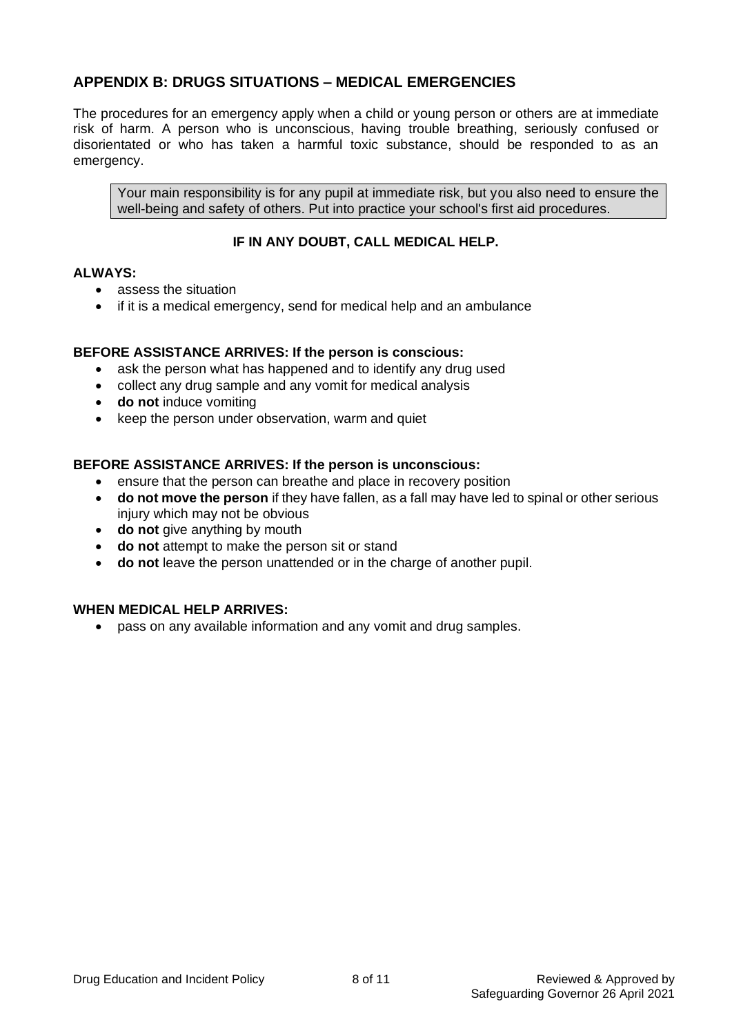## APPENDIX B: DRUGS SITUATIONS – MEDICAL EMERGENCIES

The procedures for an emergency apply when a child or young person or others are at immediate risk of harm. A person who is unconscious, having trouble breathing, seriously confused or disorientated or who has taken a harmful toxic substance, should be responded to as an emergency.

> Your main responsibility is for any pupil at immediate risk, but you also need to ensure the well-being and safety of others. Put into practice your school's first aid procedures.

**IF IN ANY DOUBT, CALL MEDICAL HELP.**

**ALWAYS:**

- assess the situation
- if it is a medical emergency, send for medical help and an ambulance

**BEFORE ASSISTANCE ARRIVES: If the person is conscious:**

- ask the person what has happened and to identify any drug used
- collect any drug sample and any vomit for medical analysis
- **do not** induce vomiting
- keep the person under observation, warm and quiet

**BEFORE ASSISTANCE ARRIVES: If the person is unconscious:**

- ensure that the person can breathe and place in recovery position
- **do not move the person** if they have fallen, as a fall may have led to spinal or other serious injury which may not be obvious
- **do not** give anything by mouth
- **do not** attempt to make the person sit or stand
- **do not** leave the person unattended or in the charge of another pupil.

**WHEN MEDICAL HELP ARRIVES:**

- pass on any available information and any vomit and drug samples.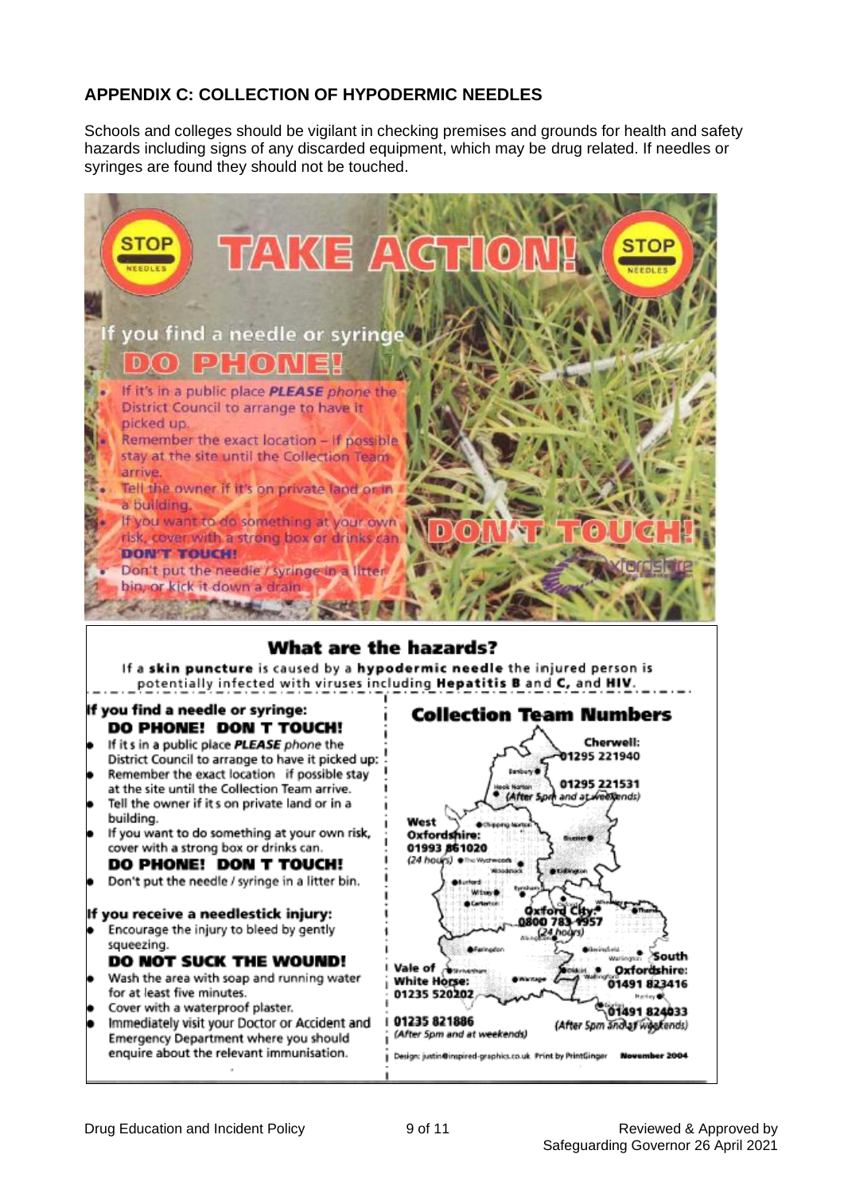## APPENDIX C: COLLECTION OF HYPODERMIC NEEDLES

Schools and colleges should be vigilant in checking premises and grounds for health and safety hazards including signs of any discarded equipment, which may be drug related. If needles or syringes are found they should not be touched.

**STOP NEEDLES** **TAKE ACTION!** **STOP NEEDLES**

If you find a needle or syringe

**DO PHONE!**

- If it's in a public place ***PLEASE*** *phone* the District Council to arrange to have it picked up.
- Remember the exact location – If possible stay at the site until the Collection Team arrive.
- Tell the owner if it's on private land or in a building.
- If you want to do something at your own risk, cover with a strong box or drinks can. **DON'T TOUCH!**
- Don't put the needle / syringe in a litter bin, or kick it down a drain

**DON'T TOUCH!**

### What are the hazards?

If a **skin puncture** is caused by a **hypodermic needle** the injured person is potentially infected with viruses including **Hepatitis B** and **C**, and **HIV**.

**If you find a needle or syringe:**

**DO PHONE! DON T TOUCH!**

- If it s in a public place ***PLEASE*** *phone* the District Council to arrange to have it picked up:
- Remember the exact location if possible stay at the site until the Collection Team arrive.
- Tell the owner if it s on private land or in a building.
- If you want to do something at your own risk, cover with a strong box or drinks can.

**DO PHONE! DON T TOUCH!**

- Don't put the needle / syringe in a litter bin.

**If you receive a needlestick injury:**

- Encourage the injury to bleed by gently squeezing.

**DO NOT SUCK THE WOUND!**

- Wash the area with soap and running water for at least five minutes.
- Cover with a waterproof plaster.
- Immediately visit your Doctor or Accident and Emergency Department where you should enquire about the relevant immunisation.

### Collection Team Numbers

- **Cherwell:** 01295 221940; 01295 221531 (After 5pm and at weekends)
- **West Oxfordshire:** 01993 861020 (24 hours)
- **Oxford City:** 0800 783 4957 (24 hours)
- **Vale of White Horse:** 01235 520202; 01235 821886 (After 5pm and at weekends)
- **South Oxfordshire:** 01491 823416; 01491 824033 (After 5pm and at weekends)

Design: justin@inspired-graphics.co.uk Print by PrintGinger **November 2004**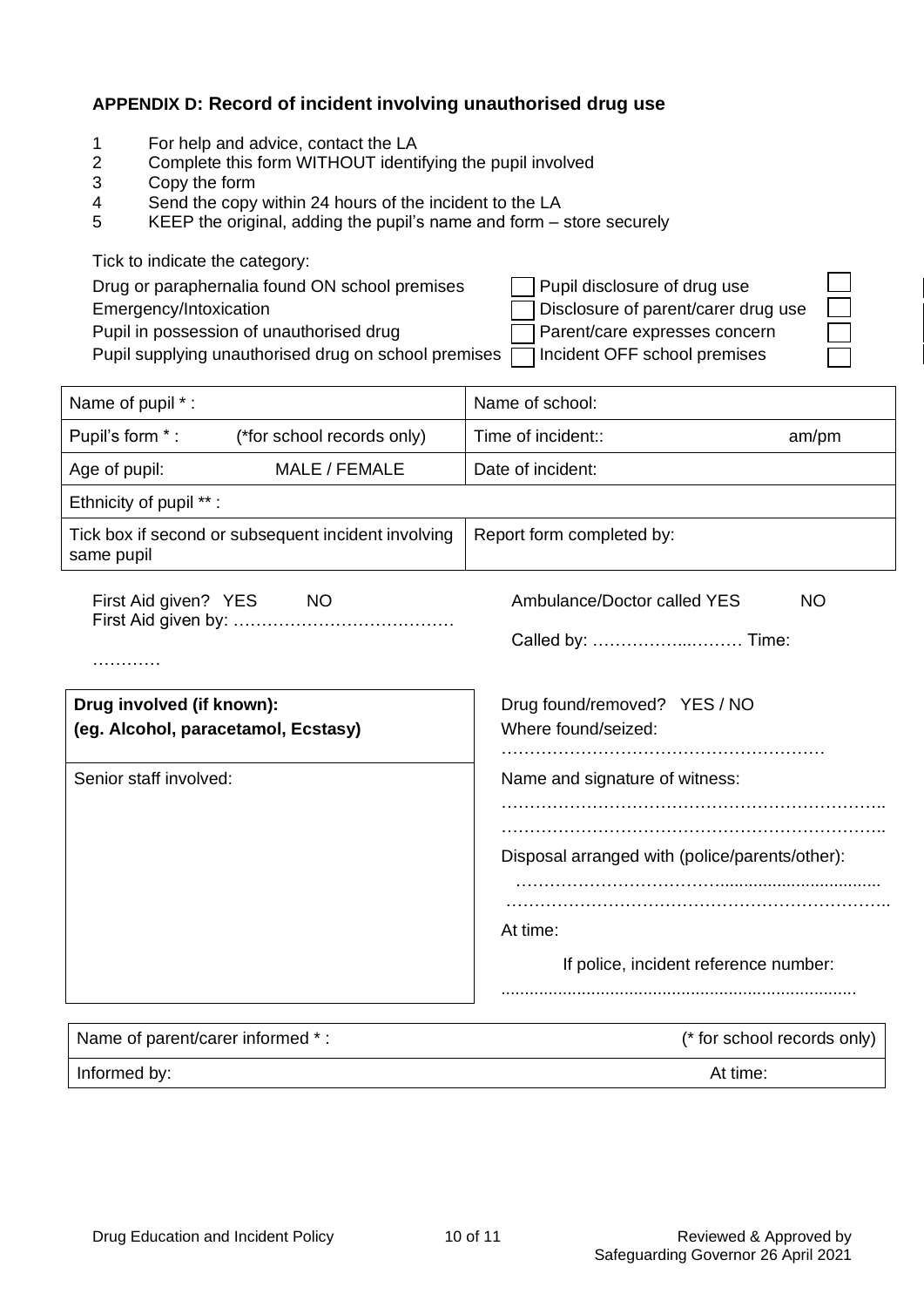## APPENDIX D: Record of incident involving unauthorised drug use

1. For help and advice, contact the LA
2. Complete this form WITHOUT identifying the pupil involved
3. Copy the form
4. Send the copy within 24 hours of the incident to the LA
5. KEEP the original, adding the pupil's name and form – store securely

Tick to indicate the category:

| | | | |
|---|---|---|---|
| Drug or paraphernalia found ON school premises | ☐ | Pupil disclosure of drug use | ☐ |
| Emergency/Intoxication | ☐ | Disclosure of parent/carer drug use | ☐ |
| Pupil in possession of unauthorised drug | ☐ | Parent/care expresses concern | ☐ |
| Pupil supplying unauthorised drug on school premises | ☐ | Incident OFF school premises | ☐ |

| | |
|---|---|
| Name of pupil * : | Name of school: |
| Pupil's form * : (*for school records only) | Time of incident:: am/pm |
| Age of pupil: MALE / FEMALE | Date of incident: |
| Ethnicity of pupil ** : | |
| Tick box if second or subsequent incident involving same pupil | Report form completed by: |

First Aid given? YES NO
First Aid given by: ………………………………… …………

Ambulance/Doctor called YES NO

Called by: ……………..……… Time:

| | |
|---|---|
| **Drug involved (if known):** **(eg. Alcohol, paracetamol, Ecstasy)** | Drug found/removed? YES / NO<br>Where found/seized:<br>………………………………………………… |
| Senior staff involved: | Name and signature of witness:<br>…………………………………………………………..<br>…………………………………………………………..<br>Disposal arranged with (police/parents/other):<br>……………………………….................................<br>…………………………………………………………..<br>At time:<br>If police, incident reference number:<br>......................................................................... |

| | |
|---|---|
| Name of parent/carer informed * : | (* for school records only) |
| Informed by: | At time: |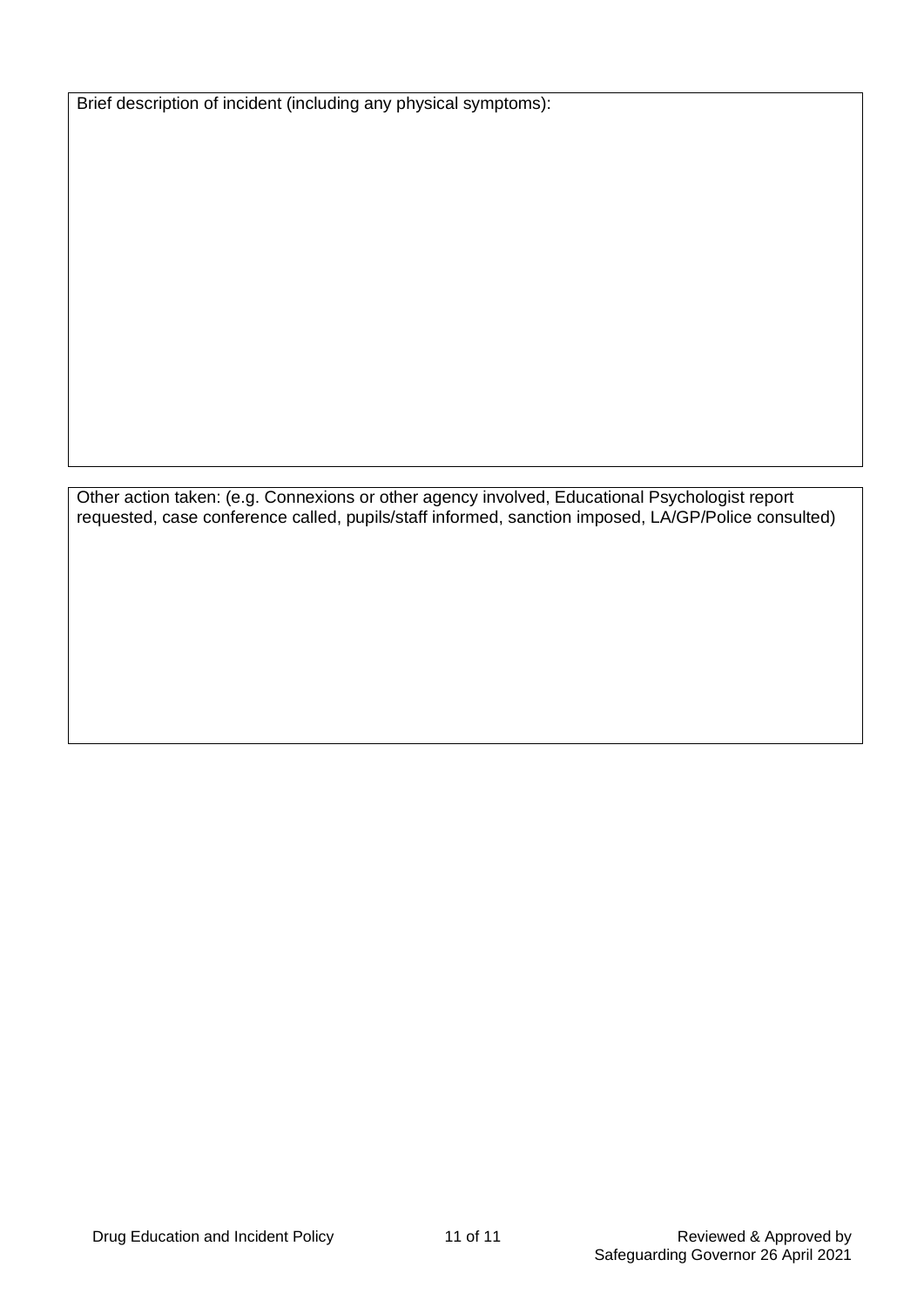Brief description of incident (including any physical symptoms):

Other action taken: (e.g. Connexions or other agency involved, Educational Psychologist report requested, case conference called, pupils/staff informed, sanction imposed, LA/GP/Police consulted)